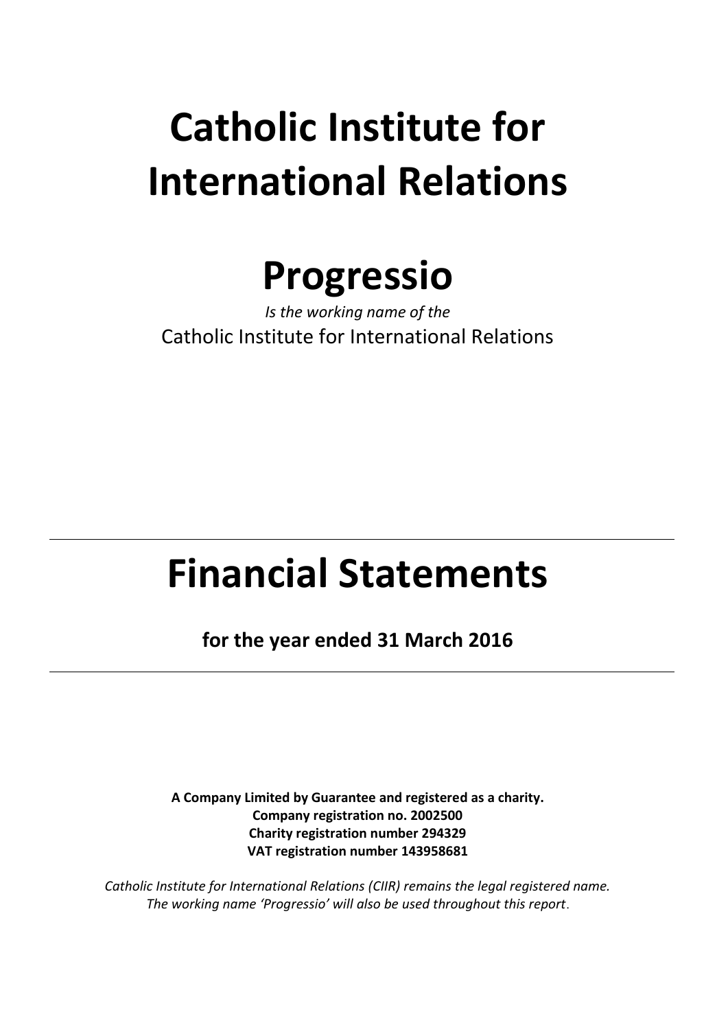# Catholic Institute for International Relations

# Progressio

*Is the working name of the*

Catholic Institute for International Relations

---

# Financial Statements

**for the year ended 31 March 2016**

---

**A Company Limited by Guarantee and registered as a charity.**
**Company registration no. 2002500**
**Charity registration number 294329**
**VAT registration number 143958681**

*Catholic Institute for International Relations (CIIR) remains the legal registered name.*
*The working name 'Progressio' will also be used throughout this report.*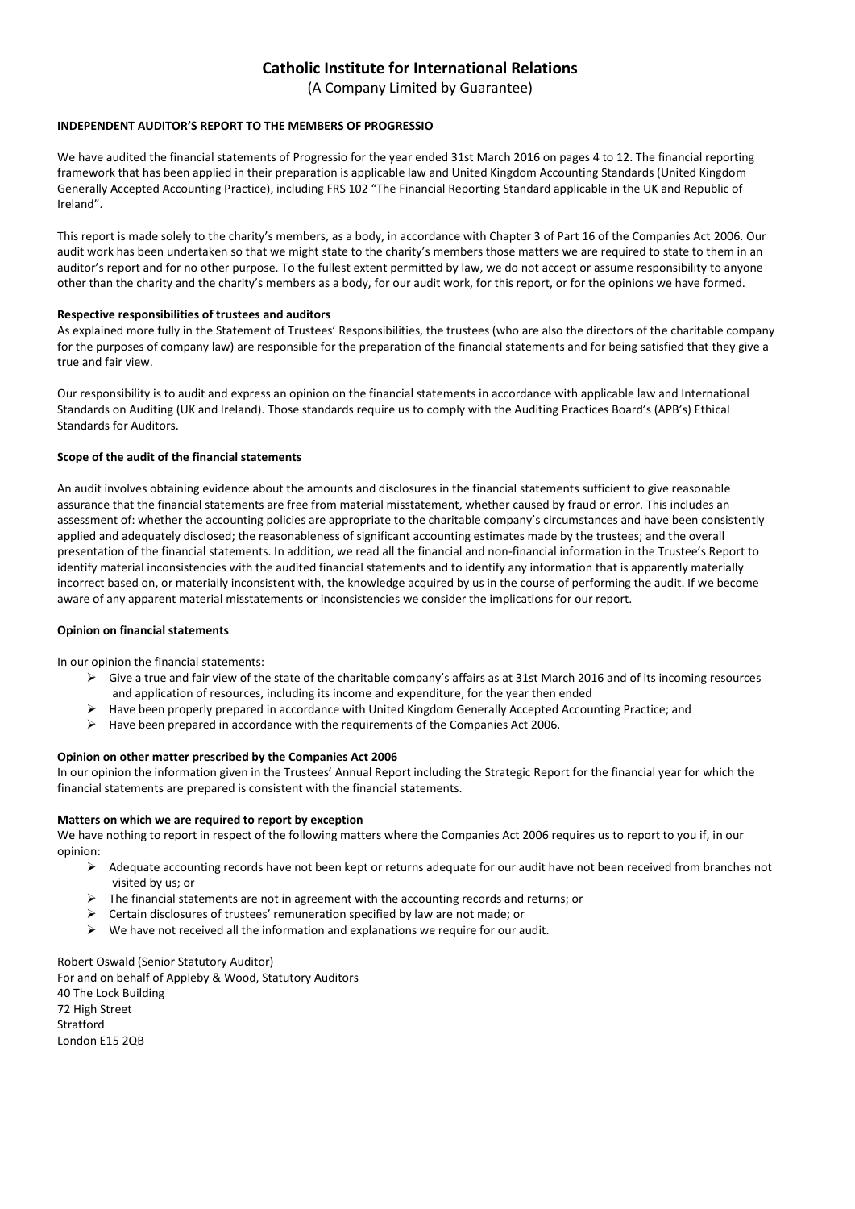# Catholic Institute for International Relations

(A Company Limited by Guarantee)

**INDEPENDENT AUDITOR'S REPORT TO THE MEMBERS OF PROGRESSIO**

We have audited the financial statements of Progressio for the year ended 31st March 2016 on pages 4 to 12. The financial reporting framework that has been applied in their preparation is applicable law and United Kingdom Accounting Standards (United Kingdom Generally Accepted Accounting Practice), including FRS 102 "The Financial Reporting Standard applicable in the UK and Republic of Ireland".

This report is made solely to the charity's members, as a body, in accordance with Chapter 3 of Part 16 of the Companies Act 2006. Our audit work has been undertaken so that we might state to the charity's members those matters we are required to state to them in an auditor's report and for no other purpose. To the fullest extent permitted by law, we do not accept or assume responsibility to anyone other than the charity and the charity's members as a body, for our audit work, for this report, or for the opinions we have formed.

**Respective responsibilities of trustees and auditors**

As explained more fully in the Statement of Trustees' Responsibilities, the trustees (who are also the directors of the charitable company for the purposes of company law) are responsible for the preparation of the financial statements and for being satisfied that they give a true and fair view.

Our responsibility is to audit and express an opinion on the financial statements in accordance with applicable law and International Standards on Auditing (UK and Ireland). Those standards require us to comply with the Auditing Practices Board's (APB's) Ethical Standards for Auditors.

**Scope of the audit of the financial statements**

An audit involves obtaining evidence about the amounts and disclosures in the financial statements sufficient to give reasonable assurance that the financial statements are free from material misstatement, whether caused by fraud or error. This includes an assessment of: whether the accounting policies are appropriate to the charitable company's circumstances and have been consistently applied and adequately disclosed; the reasonableness of significant accounting estimates made by the trustees; and the overall presentation of the financial statements. In addition, we read all the financial and non-financial information in the Trustee's Report to identify material inconsistencies with the audited financial statements and to identify any information that is apparently materially incorrect based on, or materially inconsistent with, the knowledge acquired by us in the course of performing the audit. If we become aware of any apparent material misstatements or inconsistencies we consider the implications for our report.

**Opinion on financial statements**

In our opinion the financial statements:

- Give a true and fair view of the state of the charitable company's affairs as at 31st March 2016 and of its incoming resources and application of resources, including its income and expenditure, for the year then ended
- Have been properly prepared in accordance with United Kingdom Generally Accepted Accounting Practice; and
- Have been prepared in accordance with the requirements of the Companies Act 2006.

**Opinion on other matter prescribed by the Companies Act 2006**

In our opinion the information given in the Trustees' Annual Report including the Strategic Report for the financial year for which the financial statements are prepared is consistent with the financial statements.

**Matters on which we are required to report by exception**

We have nothing to report in respect of the following matters where the Companies Act 2006 requires us to report to you if, in our opinion:

- Adequate accounting records have not been kept or returns adequate for our audit have not been received from branches not visited by us; or
- The financial statements are not in agreement with the accounting records and returns; or
- Certain disclosures of trustees' remuneration specified by law are not made; or
- We have not received all the information and explanations we require for our audit.

Robert Oswald (Senior Statutory Auditor)  
For and on behalf of Appleby & Wood, Statutory Auditors  
40 The Lock Building  
72 High Street  
Stratford  
London E15 2QB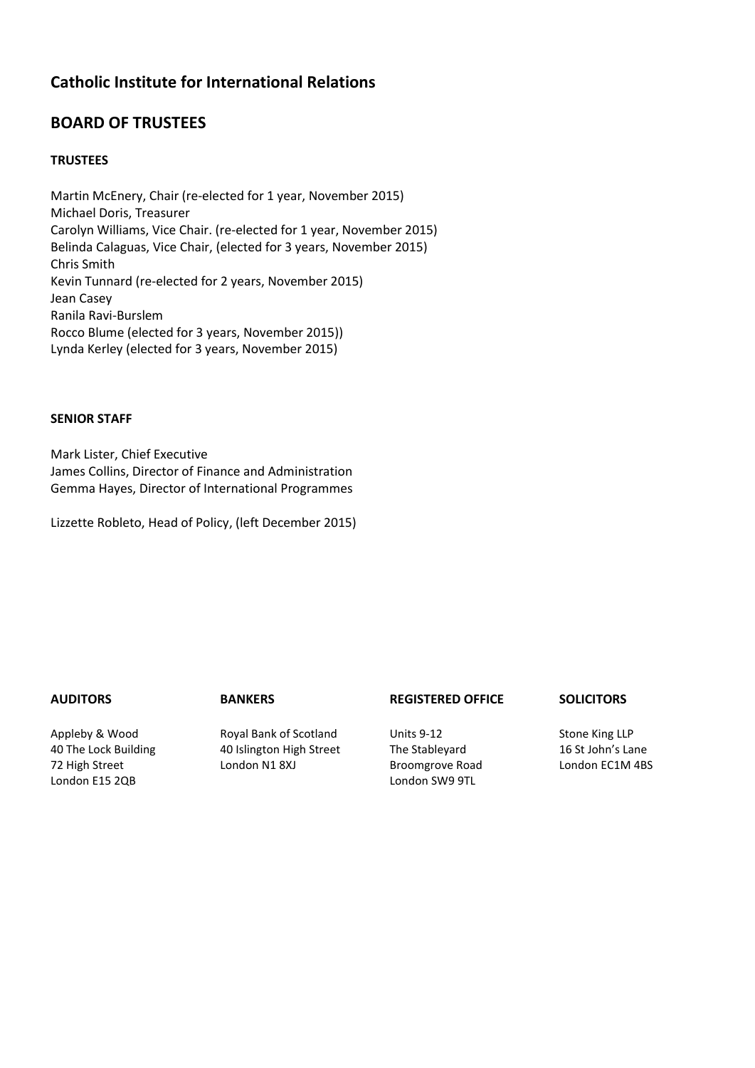# Catholic Institute for International Relations

## BOARD OF TRUSTEES

### TRUSTEES

Martin McEnery, Chair (re-elected for 1 year, November 2015)  
Michael Doris, Treasurer  
Carolyn Williams, Vice Chair. (re-elected for 1 year, November 2015)  
Belinda Calaguas, Vice Chair, (elected for 3 years, November 2015)  
Chris Smith  
Kevin Tunnard (re-elected for 2 years, November 2015)  
Jean Casey  
Ranila Ravi-Burslem  
Rocco Blume (elected for 3 years, November 2015))  
Lynda Kerley (elected for 3 years, November 2015)

### SENIOR STAFF

Mark Lister, Chief Executive  
James Collins, Director of Finance and Administration  
Gemma Hayes, Director of International Programmes

Lizzette Robleto, Head of Policy, (left December 2015)

**AUDITORS**

Appleby & Wood  
40 The Lock Building  
72 High Street  
London E15 2QB

**BANKERS**

Royal Bank of Scotland  
40 Islington High Street  
London N1 8XJ

**REGISTERED OFFICE**

Units 9-12  
The Stableyard  
Broomgrove Road  
London SW9 9TL

**SOLICITORS**

Stone King LLP  
16 St John's Lane  
London EC1M 4BS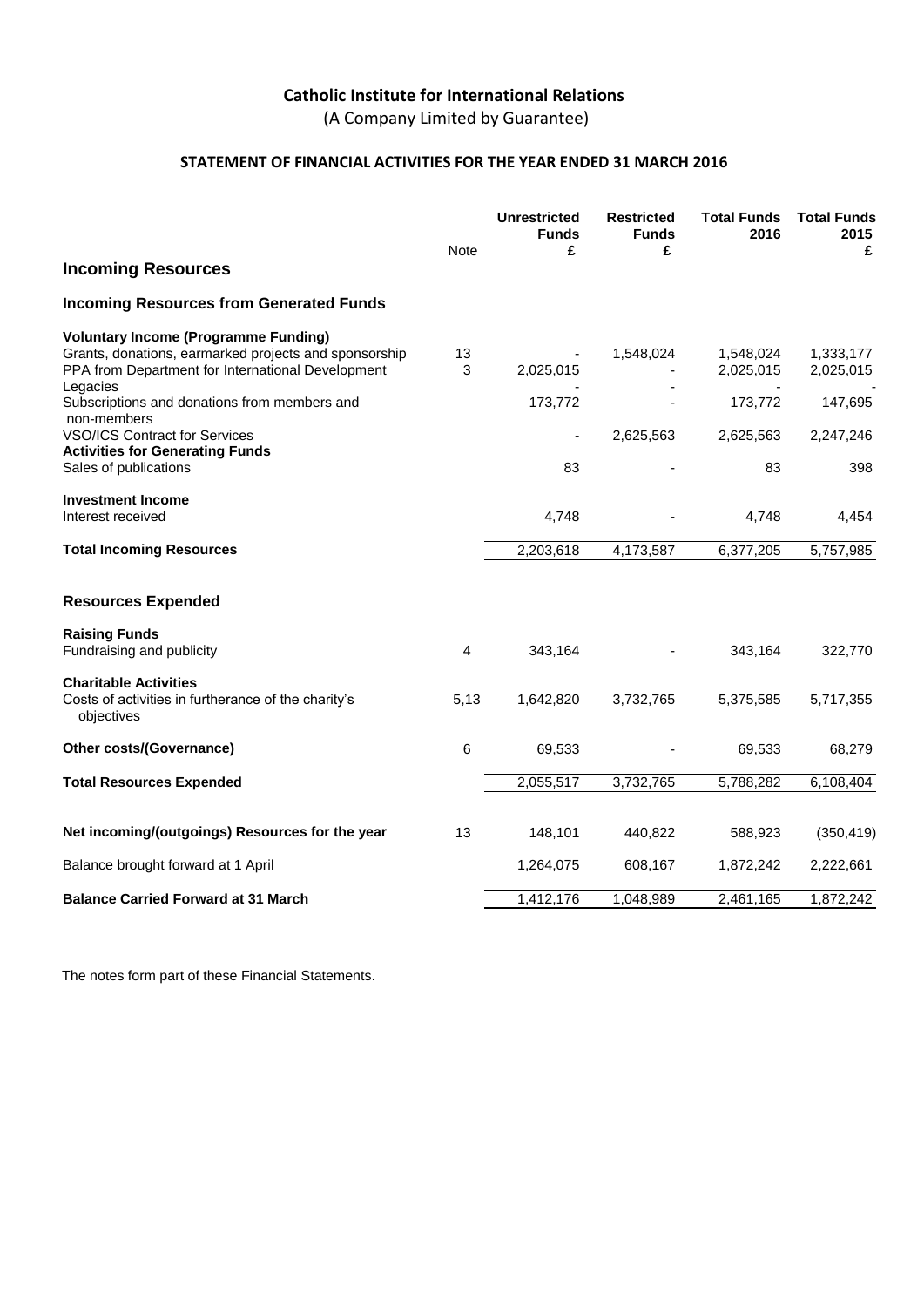# Catholic Institute for International Relations

(A Company Limited by Guarantee)

## STATEMENT OF FINANCIAL ACTIVITIES FOR THE YEAR ENDED 31 MARCH 2016

| | Note | Unrestricted Funds £ | Restricted Funds £ | Total Funds 2016 | Total Funds 2015 £ |
|---|---|---|---|---|---|
| **Incoming Resources** | | | | | |
| **Incoming Resources from Generated Funds** | | | | | |
| **Voluntary Income (Programme Funding)** | | | | | |
| Grants, donations, earmarked projects and sponsorship | 13 | - | 1,548,024 | 1,548,024 | 1,333,177 |
| PPA from Department for International Development | 3 | 2,025,015 | - | 2,025,015 | 2,025,015 |
| Legacies | | - | - | - | - |
| Subscriptions and donations from members and non-members | | 173,772 | - | 173,772 | 147,695 |
| VSO/ICS Contract for Services | | - | 2,625,563 | 2,625,563 | 2,247,246 |
| **Activities for Generating Funds** | | | | | |
| Sales of publications | | 83 | - | 83 | 398 |
| **Investment Income** | | | | | |
| Interest received | | 4,748 | - | 4,748 | 4,454 |
| **Total Incoming Resources** | | 2,203,618 | 4,173,587 | 6,377,205 | 5,757,985 |
| **Resources Expended** | | | | | |
| **Raising Funds** | | | | | |
| Fundraising and publicity | 4 | 343,164 | - | 343,164 | 322,770 |
| **Charitable Activities** | | | | | |
| Costs of activities in furtherance of the charity's objectives | 5,13 | 1,642,820 | 3,732,765 | 5,375,585 | 5,717,355 |
| **Other costs/(Governance)** | 6 | 69,533 | - | 69,533 | 68,279 |
| **Total Resources Expended** | | 2,055,517 | 3,732,765 | 5,788,282 | 6,108,404 |
| **Net incoming/(outgoings) Resources for the year** | 13 | 148,101 | 440,822 | 588,923 | (350,419) |
| Balance brought forward at 1 April | | 1,264,075 | 608,167 | 1,872,242 | 2,222,661 |
| **Balance Carried Forward at 31 March** | | 1,412,176 | 1,048,989 | 2,461,165 | 1,872,242 |

The notes form part of these Financial Statements.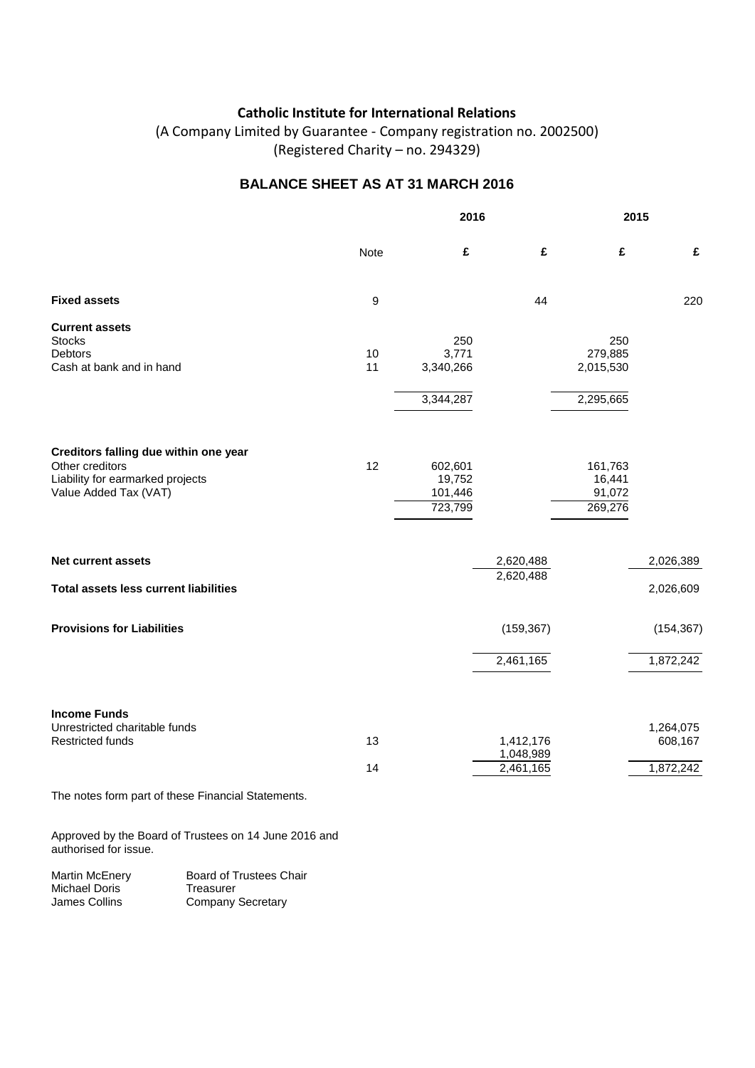**Catholic Institute for International Relations**

(A Company Limited by Guarantee - Company registration no. 2002500)
(Registered Charity – no. 294329)

## BALANCE SHEET AS AT 31 MARCH 2016

| | Note | 2016 | | 2015 | |
|---|---|---|---|---|---|
| | | £ | £ | £ | £ |
| **Fixed assets** | 9 | | 44 | | 220 |
| **Current assets** | | | | | |
| Stocks | | 250 | | 250 | |
| Debtors | 10 | 3,771 | | 279,885 | |
| Cash at bank and in hand | 11 | 3,340,266 | | 2,015,530 | |
| | | 3,344,287 | | 2,295,665 | |
| **Creditors falling due within one year** | | | | | |
| Other creditors | 12 | 602,601 | | 161,763 | |
| Liability for earmarked projects | | 19,752 | | 16,441 | |
| Value Added Tax (VAT) | | 101,446 | | 91,072 | |
| | | 723,799 | | 269,276 | |
| **Net current assets** | | | 2,620,488 | | 2,026,389 |
| **Total assets less current liabilities** | | | 2,620,488 | | 2,026,609 |
| **Provisions for Liabilities** | | | (159,367) | | (154,367) |
| | | | 2,461,165 | | 1,872,242 |
| **Income Funds** | | | | | |
| Unrestricted charitable funds | | | 1,412,176 | | 1,264,075 |
| Restricted funds | 13 | | 1,048,989 | | 608,167 |
| | 14 | | 2,461,165 | | 1,872,242 |

The notes form part of these Financial Statements.

Approved by the Board of Trustees on 14 June 2016 and authorised for issue.

| | |
|---|---|
| Martin McEnery | Board of Trustees Chair |
| Michael Doris | Treasurer |
| James Collins | Company Secretary |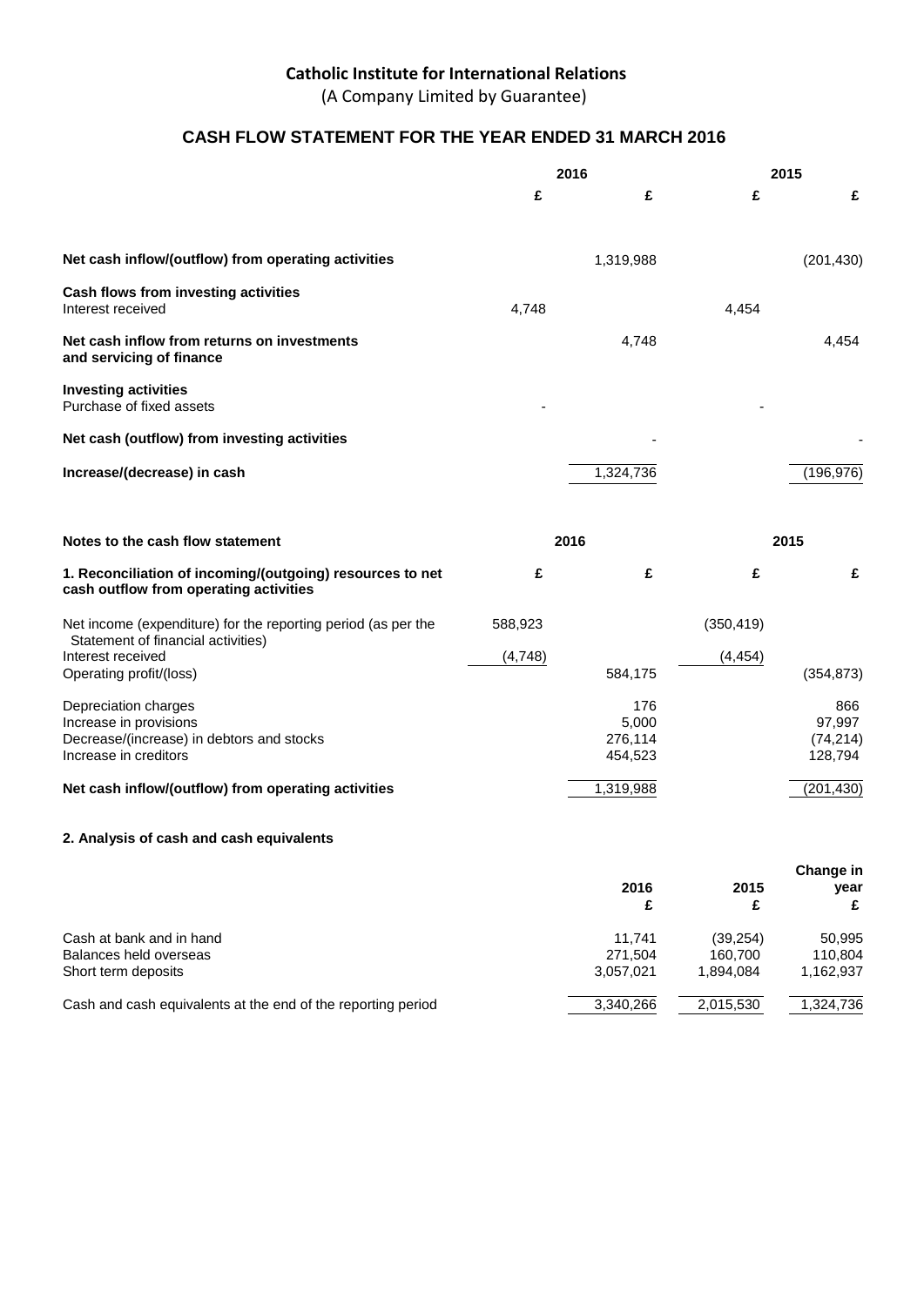**Catholic Institute for International Relations**

(A Company Limited by Guarantee)

## CASH FLOW STATEMENT FOR THE YEAR ENDED 31 MARCH 2016

| | 2016 | | 2015 | |
|---|---|---|---|---|
| | £ | £ | £ | £ |
| **Net cash inflow/(outflow) from operating activities** | | 1,319,988 | | (201,430) |
| **Cash flows from investing activities** | | | | |
| Interest received | 4,748 | | 4,454 | |
| **Net cash inflow from returns on investments and servicing of finance** | | 4,748 | | 4,454 |
| **Investing activities** | | | | |
| Purchase of fixed assets | - | | - | |
| **Net cash (outflow) from investing activities** | | - | | - |
| **Increase/(decrease) in cash** | | 1,324,736 | | (196,976) |

| **Notes to the cash flow statement** | 2016 | | 2015 | |
|---|---|---|---|---|
| **1. Reconciliation of incoming/(outgoing) resources to net cash outflow from operating activities** | £ | £ | £ | £ |
| Net income (expenditure) for the reporting period (as per the Statement of financial activities) | 588,923 | | (350,419) | |
| Interest received | (4,748) | | (4,454) | |
| Operating profit/(loss) | | 584,175 | | (354,873) |
| Depreciation charges | | 176 | | 866 |
| Increase in provisions | | 5,000 | | 97,997 |
| Decrease/(increase) in debtors and stocks | | 276,114 | | (74,214) |
| Increase in creditors | | 454,523 | | 128,794 |
| **Net cash inflow/(outflow) from operating activities** | | 1,319,988 | | (201,430) |

**2. Analysis of cash and cash equivalents**

| | 2016 £ | 2015 £ | Change in year £ |
|---|---|---|---|
| Cash at bank and in hand | 11,741 | (39,254) | 50,995 |
| Balances held overseas | 271,504 | 160,700 | 110,804 |
| Short term deposits | 3,057,021 | 1,894,084 | 1,162,937 |
| Cash and cash equivalents at the end of the reporting period | 3,340,266 | 2,015,530 | 1,324,736 |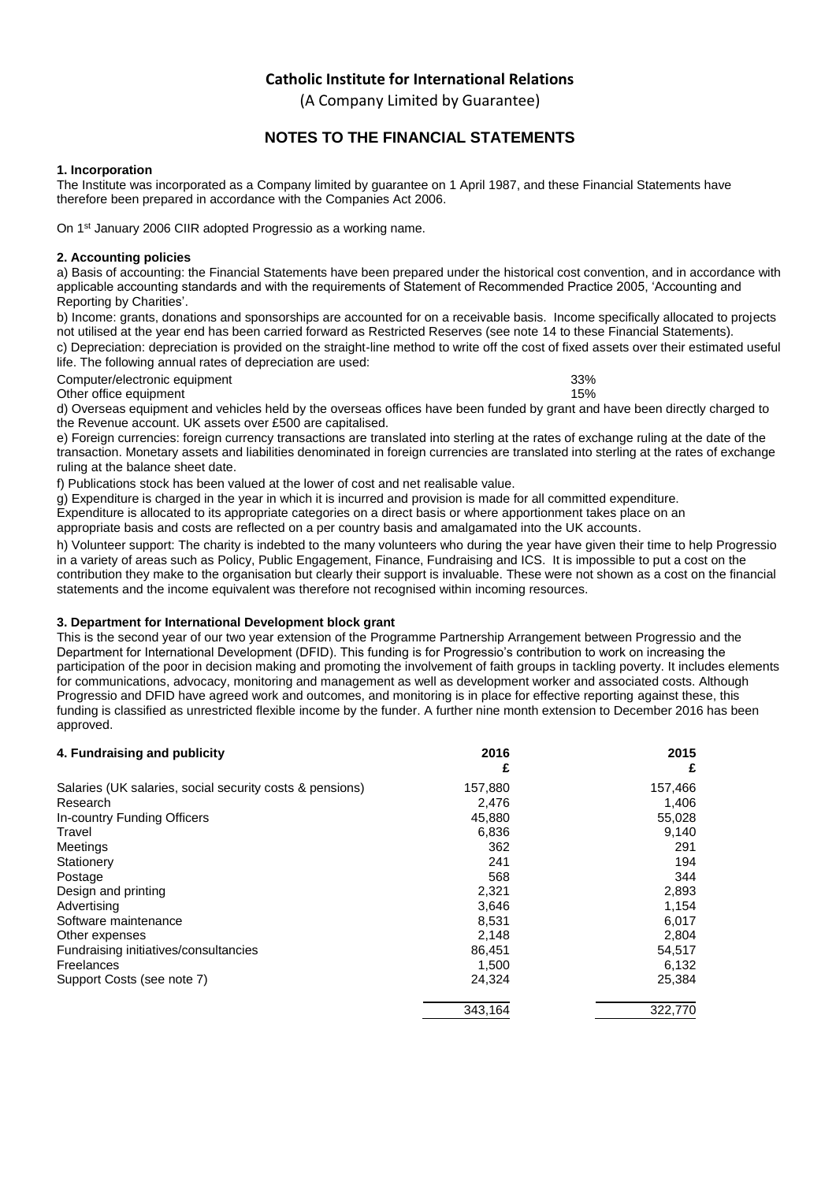# Catholic Institute for International Relations

(A Company Limited by Guarantee)

## NOTES TO THE FINANCIAL STATEMENTS

### 1. Incorporation

The Institute was incorporated as a Company limited by guarantee on 1 April 1987, and these Financial Statements have therefore been prepared in accordance with the Companies Act 2006.

On 1st January 2006 CIIR adopted Progressio as a working name.

### 2. Accounting policies

a) Basis of accounting: the Financial Statements have been prepared under the historical cost convention, and in accordance with applicable accounting standards and with the requirements of Statement of Recommended Practice 2005, 'Accounting and Reporting by Charities'.

b) Income: grants, donations and sponsorships are accounted for on a receivable basis. Income specifically allocated to projects not utilised at the year end has been carried forward as Restricted Reserves (see note 14 to these Financial Statements).

c) Depreciation: depreciation is provided on the straight-line method to write off the cost of fixed assets over their estimated useful life. The following annual rates of depreciation are used:

| | |
|---|---|
| Computer/electronic equipment | 33% |
| Other office equipment | 15% |

d) Overseas equipment and vehicles held by the overseas offices have been funded by grant and have been directly charged to the Revenue account. UK assets over £500 are capitalised.

e) Foreign currencies: foreign currency transactions are translated into sterling at the rates of exchange ruling at the date of the transaction. Monetary assets and liabilities denominated in foreign currencies are translated into sterling at the rates of exchange ruling at the balance sheet date.

f) Publications stock has been valued at the lower of cost and net realisable value.

g) Expenditure is charged in the year in which it is incurred and provision is made for all committed expenditure.
Expenditure is allocated to its appropriate categories on a direct basis or where apportionment takes place on an appropriate basis and costs are reflected on a per country basis and amalgamated into the UK accounts.

h) Volunteer support: The charity is indebted to the many volunteers who during the year have given their time to help Progressio in a variety of areas such as Policy, Public Engagement, Finance, Fundraising and ICS. It is impossible to put a cost on the contribution they make to the organisation but clearly their support is invaluable. These were not shown as a cost on the financial statements and the income equivalent was therefore not recognised within incoming resources.

### 3. Department for International Development block grant

This is the second year of our two year extension of the Programme Partnership Arrangement between Progressio and the Department for International Development (DFID). This funding is for Progressio's contribution to work on increasing the participation of the poor in decision making and promoting the involvement of faith groups in tackling poverty. It includes elements for communications, advocacy, monitoring and management as well as development worker and associated costs. Although Progressio and DFID have agreed work and outcomes, and monitoring is in place for effective reporting against these, this funding is classified as unrestricted flexible income by the funder. A further nine month extension to December 2016 has been approved.

### 4. Fundraising and publicity

| | 2016<br>£ | 2015<br>£ |
|---|---|---|
| Salaries (UK salaries, social security costs & pensions) | 157,880 | 157,466 |
| Research | 2,476 | 1,406 |
| In-country Funding Officers | 45,880 | 55,028 |
| Travel | 6,836 | 9,140 |
| Meetings | 362 | 291 |
| Stationery | 241 | 194 |
| Postage | 568 | 344 |
| Design and printing | 2,321 | 2,893 |
| Advertising | 3,646 | 1,154 |
| Software maintenance | 8,531 | 6,017 |
| Other expenses | 2,148 | 2,804 |
| Fundraising initiatives/consultancies | 86,451 | 54,517 |
| Freelances | 1,500 | 6,132 |
| Support Costs (see note 7) | 24,324 | 25,384 |
| | 343,164 | 322,770 |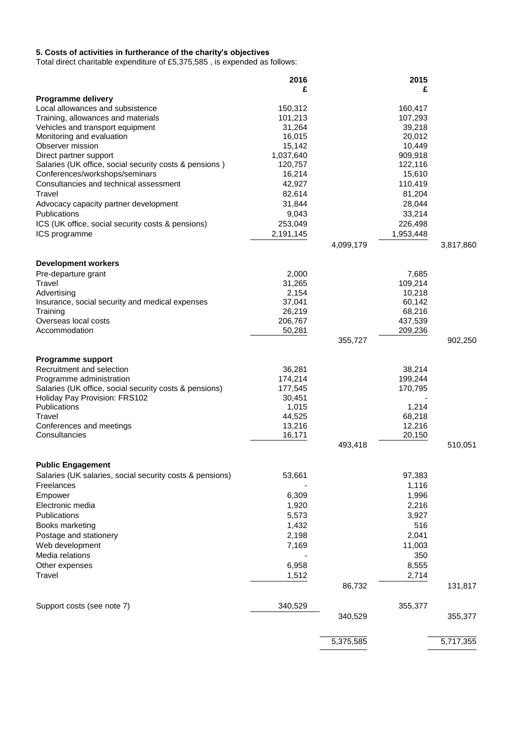**5. Costs of activities in furtherance of the charity's objectives**

Total direct charitable expenditure of £5,375,585 , is expended as follows:

| | 2016 £ | | 2015 £ | |
|---|---|---|---|---|
| **Programme delivery** | | | | |
| Local allowances and subsistence | 150,312 | | 160,417 | |
| Training, allowances and materials | 101,213 | | 107,293 | |
| Vehicles and transport equipment | 31,264 | | 39,218 | |
| Monitoring and evaluation | 16,015 | | 20,012 | |
| Observer mission | 15,142 | | 10,449 | |
| Direct partner support | 1,037,640 | | 909,918 | |
| Salaries (UK office, social security costs & pensions ) | 120,757 | | 122,116 | |
| Conferences/workshops/seminars | 16,214 | | 15,610 | |
| Consultancies and technical assessment | 42,927 | | 110,419 | |
| Travel | 82,614 | | 81,204 | |
| Advocacy capacity partner development | 31,844 | | 28,044 | |
| Publications | 9,043 | | 33,214 | |
| ICS (UK office, social security costs & pensions) | 253,049 | | 226,498 | |
| ICS programme | 2,191,145 | | 1,953,448 | |
| | | 4,099,179 | | 3,817,860 |
| **Development workers** | | | | |
| Pre-departure grant | 2,000 | | 7,685 | |
| Travel | 31,265 | | 109,214 | |
| Advertising | 2,154 | | 10,218 | |
| Insurance, social security and medical expenses | 37,041 | | 60,142 | |
| Training | 26,219 | | 68,216 | |
| Overseas local costs | 206,767 | | 437,539 | |
| Accommodation | 50,281 | | 209,236 | |
| | | 355,727 | | 902,250 |
| **Programme support** | | | | |
| Recruitment and selection | 36,281 | | 38,214 | |
| Programme administration | 174,214 | | 199,244 | |
| Salaries (UK office, social security costs & pensions) | 177,545 | | 170,795 | |
| Holiday Pay Provision: FRS102 | 30,451 | | - | |
| Publications | 1,015 | | 1,214 | |
| Travel | 44,525 | | 68,218 | |
| Conferences and meetings | 13,216 | | 12,216 | |
| Consultancies | 16,171 | | 20,150 | |
| | | 493,418 | | 510,051 |
| **Public Engagement** | | | | |
| Salaries (UK salaries, social security costs & pensions) | 53,661 | | 97,383 | |
| Freelances | - | | 1,116 | |
| Empower | 6,309 | | 1,996 | |
| Electronic media | 1,920 | | 2,216 | |
| Publications | 5,573 | | 3,927 | |
| Books marketing | 1,432 | | 516 | |
| Postage and stationery | 2,198 | | 2,041 | |
| Web development | 7,169 | | 11,003 | |
| Media relations | - | | 350 | |
| Other expenses | 6,958 | | 8,555 | |
| Travel | 1,512 | | 2,714 | |
| | | 86,732 | | 131,817 |
| Support costs (see note 7) | 340,529 | | 355,377 | |
| | | 340,529 | | 355,377 |
| | | 5,375,585 | | 5,717,355 |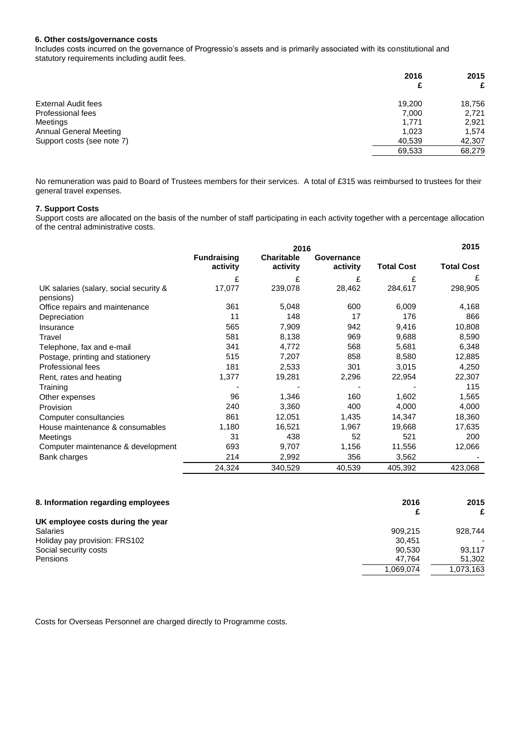### 6. Other costs/governance costs

Includes costs incurred on the governance of Progressio's assets and is primarily associated with its constitutional and statutory requirements including audit fees.

| | 2016 £ | 2015 £ |
|---|---|---|
| External Audit fees | 19,200 | 18,756 |
| Professional fees | 7,000 | 2,721 |
| Meetings | 1,771 | 2,921 |
| Annual General Meeting | 1,023 | 1,574 |
| Support costs (see note 7) | 40,539 | 42,307 |
| | 69,533 | 68,279 |

No remuneration was paid to Board of Trustees members for their services. A total of £315 was reimbursed to trustees for their general travel expenses.

### 7. Support Costs

Support costs are allocated on the basis of the number of staff participating in each activity together with a percentage allocation of the central administrative costs.

| | 2016 | | | | 2015 |
|---|---|---|---|---|---|
| | Fundraising activity | Charitable activity | Governance activity | Total Cost | Total Cost |
| | £ | £ | £ | £ | £ |
| UK salaries (salary, social security & pensions) | 17,077 | 239,078 | 28,462 | 284,617 | 298,905 |
| Office repairs and maintenance | 361 | 5,048 | 600 | 6,009 | 4,168 |
| Depreciation | 11 | 148 | 17 | 176 | 866 |
| Insurance | 565 | 7,909 | 942 | 9,416 | 10,808 |
| Travel | 581 | 8,138 | 969 | 9,688 | 8,590 |
| Telephone, fax and e-mail | 341 | 4,772 | 568 | 5,681 | 6,348 |
| Postage, printing and stationery | 515 | 7,207 | 858 | 8,580 | 12,885 |
| Professional fees | 181 | 2,533 | 301 | 3,015 | 4,250 |
| Rent, rates and heating | 1,377 | 19,281 | 2,296 | 22,954 | 22,307 |
| Training | - | - | - | - | 115 |
| Other expenses | 96 | 1,346 | 160 | 1,602 | 1,565 |
| Provision | 240 | 3,360 | 400 | 4,000 | 4,000 |
| Computer consultancies | 861 | 12,051 | 1,435 | 14,347 | 18,360 |
| House maintenance & consumables | 1,180 | 16,521 | 1,967 | 19,668 | 17,635 |
| Meetings | 31 | 438 | 52 | 521 | 200 |
| Computer maintenance & development | 693 | 9,707 | 1,156 | 11,556 | 12,066 |
| Bank charges | 214 | 2,992 | 356 | 3,562 | - |
| | 24,324 | 340,529 | 40,539 | 405,392 | 423,068 |

### 8. Information regarding employees

| | 2016 £ | 2015 £ |
|---|---|---|
| **UK employee costs during the year** | | |
| Salaries | 909,215 | 928,744 |
| Holiday pay provision: FRS102 | 30,451 | - |
| Social security costs | 90,530 | 93,117 |
| Pensions | 47,764 | 51,302 |
| | 1,069,074 | 1,073,163 |

Costs for Overseas Personnel are charged directly to Programme costs.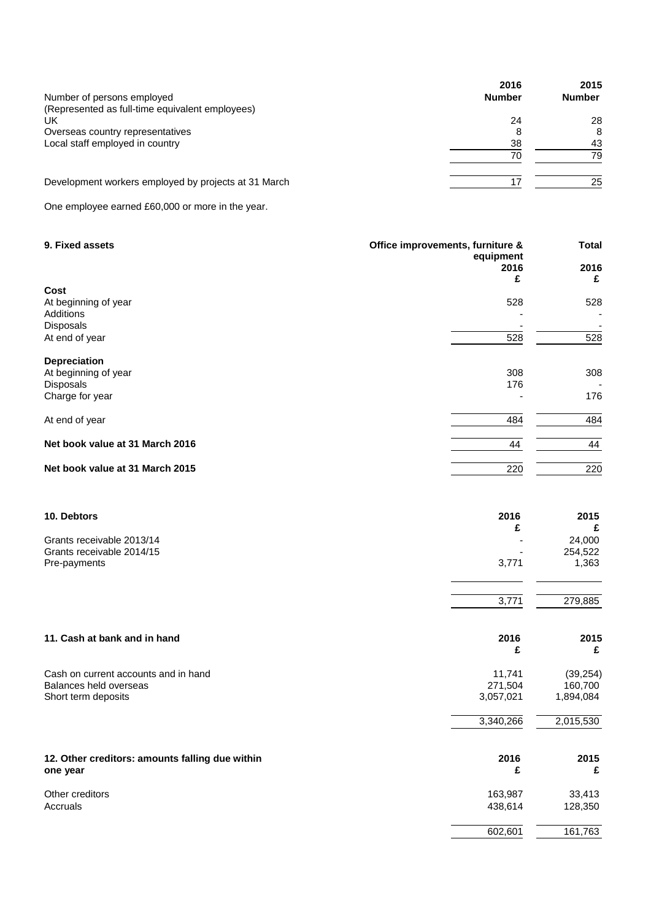| Number of persons employed | 2016 Number | 2015 Number |
| --- | --- | --- |
| (Represented as full-time equivalent employees) | | |
| UK | 24 | 28 |
| Overseas country representatives | 8 | 8 |
| Local staff employed in country | 38 | 43 |
| | 70 | 79 |
| Development workers employed by projects at 31 March | 17 | 25 |

One employee earned £60,000 or more in the year.

## 9. Fixed assets

| | Office improvements, furniture & equipment 2016 £ | Total 2016 £ |
| --- | --- | --- |
| **Cost** | | |
| At beginning of year | 528 | 528 |
| Additions | - | - |
| Disposals | - | - |
| At end of year | 528 | 528 |
| **Depreciation** | | |
| At beginning of year | 308 | 308 |
| Disposals | 176 | - |
| Charge for year | - | 176 |
| At end of year | 484 | 484 |
| **Net book value at 31 March 2016** | 44 | 44 |
| **Net book value at 31 March 2015** | 220 | 220 |

## 10. Debtors

| | 2016 £ | 2015 £ |
| --- | --- | --- |
| Grants receivable 2013/14 | - | 24,000 |
| Grants receivable 2014/15 | - | 254,522 |
| Pre-payments | 3,771 | 1,363 |
| | 3,771 | 279,885 |

## 11. Cash at bank and in hand

| | 2016 £ | 2015 £ |
| --- | --- | --- |
| Cash on current accounts and in hand | 11,741 | (39,254) |
| Balances held overseas | 271,504 | 160,700 |
| Short term deposits | 3,057,021 | 1,894,084 |
| | 3,340,266 | 2,015,530 |

## 12. Other creditors: amounts falling due within one year

| | 2016 £ | 2015 £ |
| --- | --- | --- |
| Other creditors | 163,987 | 33,413 |
| Accruals | 438,614 | 128,350 |
| | 602,601 | 161,763 |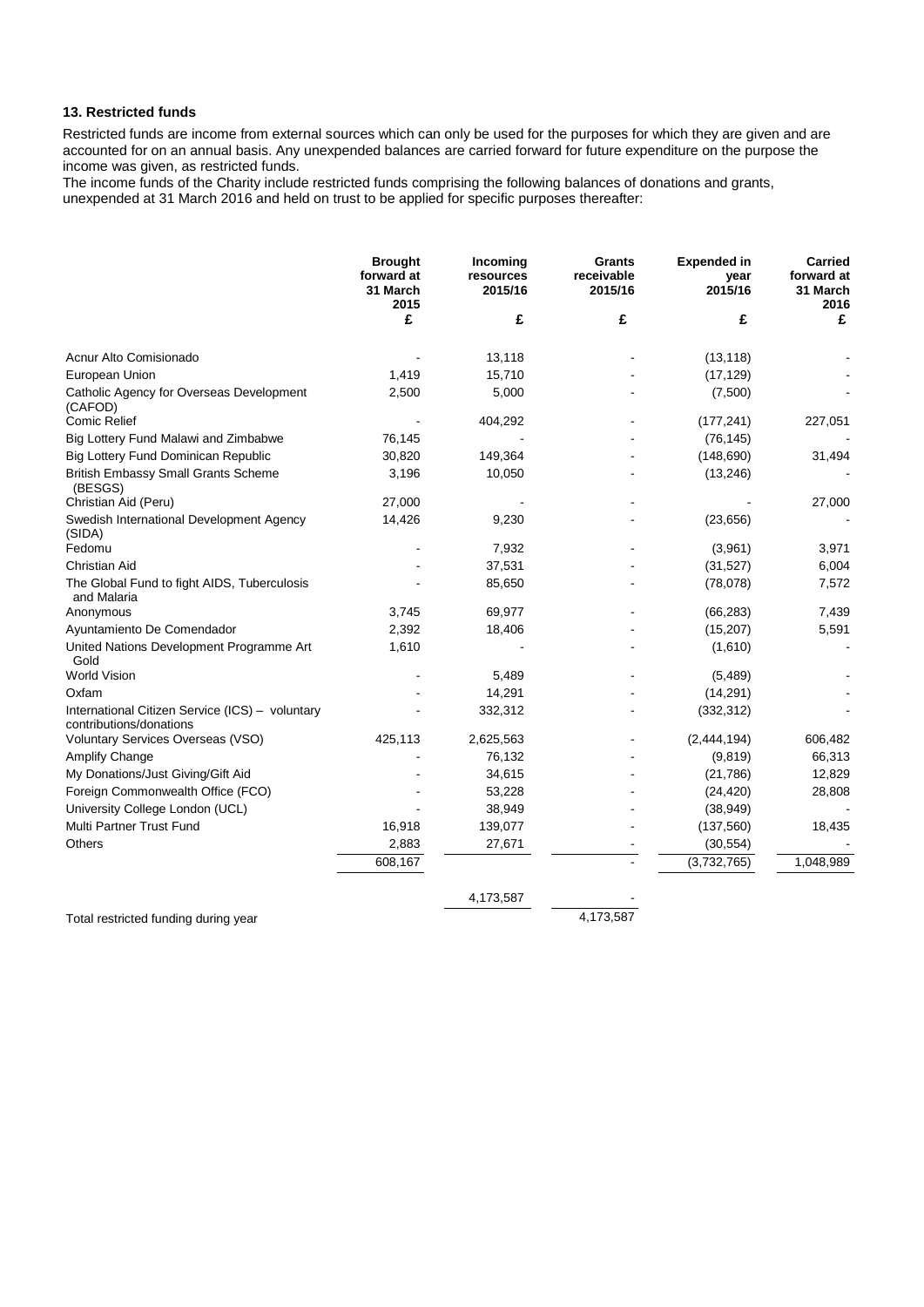### 13. Restricted funds

Restricted funds are income from external sources which can only be used for the purposes for which they are given and are accounted for on an annual basis. Any unexpended balances are carried forward for future expenditure on the purpose the income was given, as restricted funds.

The income funds of the Charity include restricted funds comprising the following balances of donations and grants, unexpended at 31 March 2016 and held on trust to be applied for specific purposes thereafter:

| | Brought forward at 31 March 2015 | Incoming resources 2015/16 | Grants receivable 2015/16 | Expended in year 2015/16 | Carried forward at 31 March 2016 |
|---|---|---|---|---|---|
| | £ | £ | £ | £ | £ |
| Acnur Alto Comisionado | - | 13,118 | - | (13,118) | - |
| European Union | 1,419 | 15,710 | - | (17,129) | - |
| Catholic Agency for Overseas Development (CAFOD) | 2,500 | 5,000 | - | (7,500) | - |
| Comic Relief | - | 404,292 | - | (177,241) | 227,051 |
| Big Lottery Fund Malawi and Zimbabwe | 76,145 | - | - | (76,145) | - |
| Big Lottery Fund Dominican Republic | 30,820 | 149,364 | - | (148,690) | 31,494 |
| British Embassy Small Grants Scheme (BESGS) | 3,196 | 10,050 | - | (13,246) | - |
| Christian Aid (Peru) | 27,000 | - | - | - | 27,000 |
| Swedish International Development Agency (SIDA) | 14,426 | 9,230 | - | (23,656) | - |
| Fedomu | - | 7,932 | - | (3,961) | 3,971 |
| Christian Aid | - | 37,531 | - | (31,527) | 6,004 |
| The Global Fund to fight AIDS, Tuberculosis and Malaria | - | 85,650 | - | (78,078) | 7,572 |
| Anonymous | 3,745 | 69,977 | - | (66,283) | 7,439 |
| Ayuntamiento De Comendador | 2,392 | 18,406 | - | (15,207) | 5,591 |
| United Nations Development Programme Art Gold | 1,610 | - | - | (1,610) | - |
| World Vision | - | 5,489 | - | (5,489) | - |
| Oxfam | - | 14,291 | - | (14,291) | - |
| International Citizen Service (ICS) – voluntary contributions/donations | - | 332,312 | - | (332,312) | - |
| Voluntary Services Overseas (VSO) | 425,113 | 2,625,563 | - | (2,444,194) | 606,482 |
| Amplify Change | - | 76,132 | - | (9,819) | 66,313 |
| My Donations/Just Giving/Gift Aid | - | 34,615 | - | (21,786) | 12,829 |
| Foreign Commonwealth Office (FCO) | - | 53,228 | - | (24,420) | 28,808 |
| University College London (UCL) | - | 38,949 | - | (38,949) | - |
| Multi Partner Trust Fund | 16,918 | 139,077 | - | (137,560) | 18,435 |
| Others | 2,883 | 27,671 | - | (30,554) | - |
| | 608,167 | | - | (3,732,765) | 1,048,989 |
| | | 4,173,587 | - | | |
| Total restricted funding during year | | | 4,173,587 | | |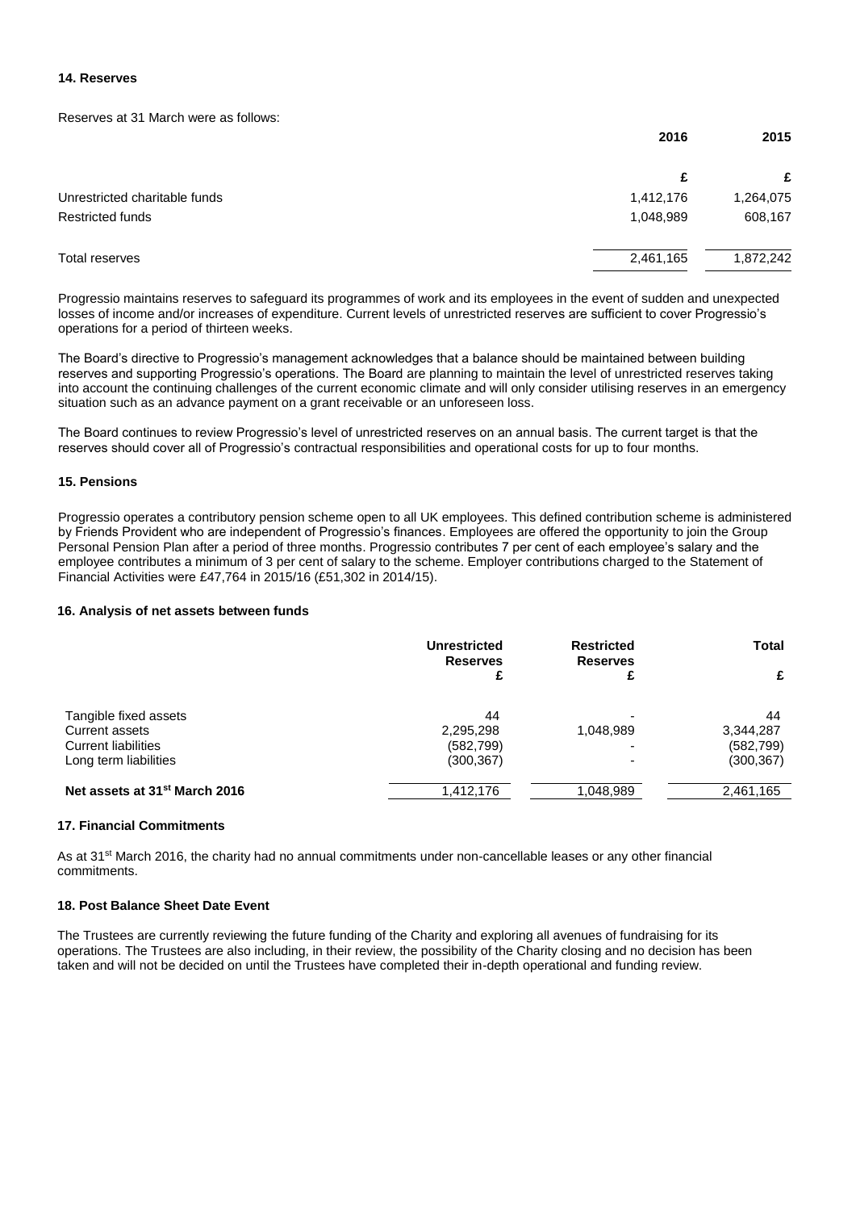#### 14. Reserves

Reserves at 31 March were as follows:

| | 2016 | 2015 |
|---|---|---|
| | £ | £ |
| Unrestricted charitable funds | 1,412,176 | 1,264,075 |
| Restricted funds | 1,048,989 | 608,167 |
| Total reserves | 2,461,165 | 1,872,242 |

Progressio maintains reserves to safeguard its programmes of work and its employees in the event of sudden and unexpected losses of income and/or increases of expenditure. Current levels of unrestricted reserves are sufficient to cover Progressio's operations for a period of thirteen weeks.

The Board's directive to Progressio's management acknowledges that a balance should be maintained between building reserves and supporting Progressio's operations. The Board are planning to maintain the level of unrestricted reserves taking into account the continuing challenges of the current economic climate and will only consider utilising reserves in an emergency situation such as an advance payment on a grant receivable or an unforeseen loss.

The Board continues to review Progressio's level of unrestricted reserves on an annual basis. The current target is that the reserves should cover all of Progressio's contractual responsibilities and operational costs for up to four months.

#### 15. Pensions

Progressio operates a contributory pension scheme open to all UK employees. This defined contribution scheme is administered by Friends Provident who are independent of Progressio's finances. Employees are offered the opportunity to join the Group Personal Pension Plan after a period of three months. Progressio contributes 7 per cent of each employee's salary and the employee contributes a minimum of 3 per cent of salary to the scheme. Employer contributions charged to the Statement of Financial Activities were £47,764 in 2015/16 (£51,302 in 2014/15).

#### 16. Analysis of net assets between funds

| | Unrestricted Reserves | Restricted Reserves | Total |
|---|---|---|---|
| | £ | £ | £ |
| Tangible fixed assets | 44 | - | 44 |
| Current assets | 2,295,298 | 1,048,989 | 3,344,287 |
| Current liabilities | (582,799) | - | (582,799) |
| Long term liabilities | (300,367) | - | (300,367) |
| **Net assets at 31st March 2016** | 1,412,176 | 1,048,989 | 2,461,165 |

#### 17. Financial Commitments

As at 31st March 2016, the charity had no annual commitments under non-cancellable leases or any other financial commitments.

#### 18. Post Balance Sheet Date Event

The Trustees are currently reviewing the future funding of the Charity and exploring all avenues of fundraising for its operations. The Trustees are also including, in their review, the possibility of the Charity closing and no decision has been taken and will not be decided on until the Trustees have completed their in-depth operational and funding review.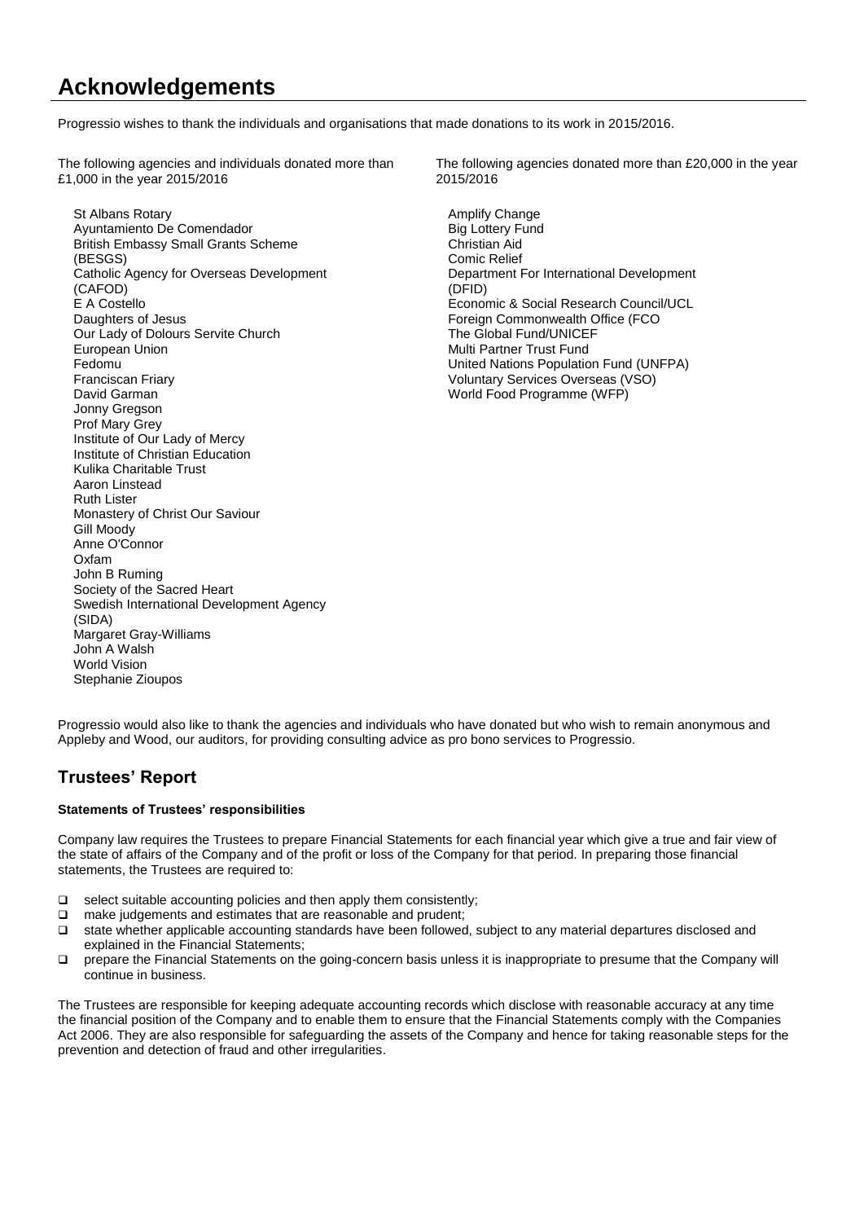# Acknowledgements

Progressio wishes to thank the individuals and organisations that made donations to its work in 2015/2016.

The following agencies and individuals donated more than £1,000 in the year 2015/2016

- St Albans Rotary
- Ayuntamiento De Comendador
- British Embassy Small Grants Scheme (BESGS)
- Catholic Agency for Overseas Development (CAFOD)
- E A Costello
- Daughters of Jesus
- Our Lady of Dolours Servite Church
- European Union
- Fedomu
- Franciscan Friary
- David Garman
- Jonny Gregson
- Prof Mary Grey
- Institute of Our Lady of Mercy
- Institute of Christian Education
- Kulika Charitable Trust
- Aaron Linstead
- Ruth Lister
- Monastery of Christ Our Saviour
- Gill Moody
- Anne O'Connor
- Oxfam
- John B Ruming
- Society of the Sacred Heart
- Swedish International Development Agency (SIDA)
- Margaret Gray-Williams
- John A Walsh
- World Vision
- Stephanie Zioupos

The following agencies donated more than £20,000 in the year 2015/2016

- Amplify Change
- Big Lottery Fund
- Christian Aid
- Comic Relief
- Department For International Development (DFID)
- Economic & Social Research Council/UCL
- Foreign Commonwealth Office (FCO
- The Global Fund/UNICEF
- Multi Partner Trust Fund
- United Nations Population Fund (UNFPA)
- Voluntary Services Overseas (VSO)
- World Food Programme (WFP)

Progressio would also like to thank the agencies and individuals who have donated but who wish to remain anonymous and Appleby and Wood, our auditors, for providing consulting advice as pro bono services to Progressio.

## Trustees' Report

**Statements of Trustees' responsibilities**

Company law requires the Trustees to prepare Financial Statements for each financial year which give a true and fair view of the state of affairs of the Company and of the profit or loss of the Company for that period. In preparing those financial statements, the Trustees are required to:

- select suitable accounting policies and then apply them consistently;
- make judgements and estimates that are reasonable and prudent;
- state whether applicable accounting standards have been followed, subject to any material departures disclosed and explained in the Financial Statements;
- prepare the Financial Statements on the going-concern basis unless it is inappropriate to presume that the Company will continue in business.

The Trustees are responsible for keeping adequate accounting records which disclose with reasonable accuracy at any time the financial position of the Company and to enable them to ensure that the Financial Statements comply with the Companies Act 2006. They are also responsible for safeguarding the assets of the Company and hence for taking reasonable steps for the prevention and detection of fraud and other irregularities.